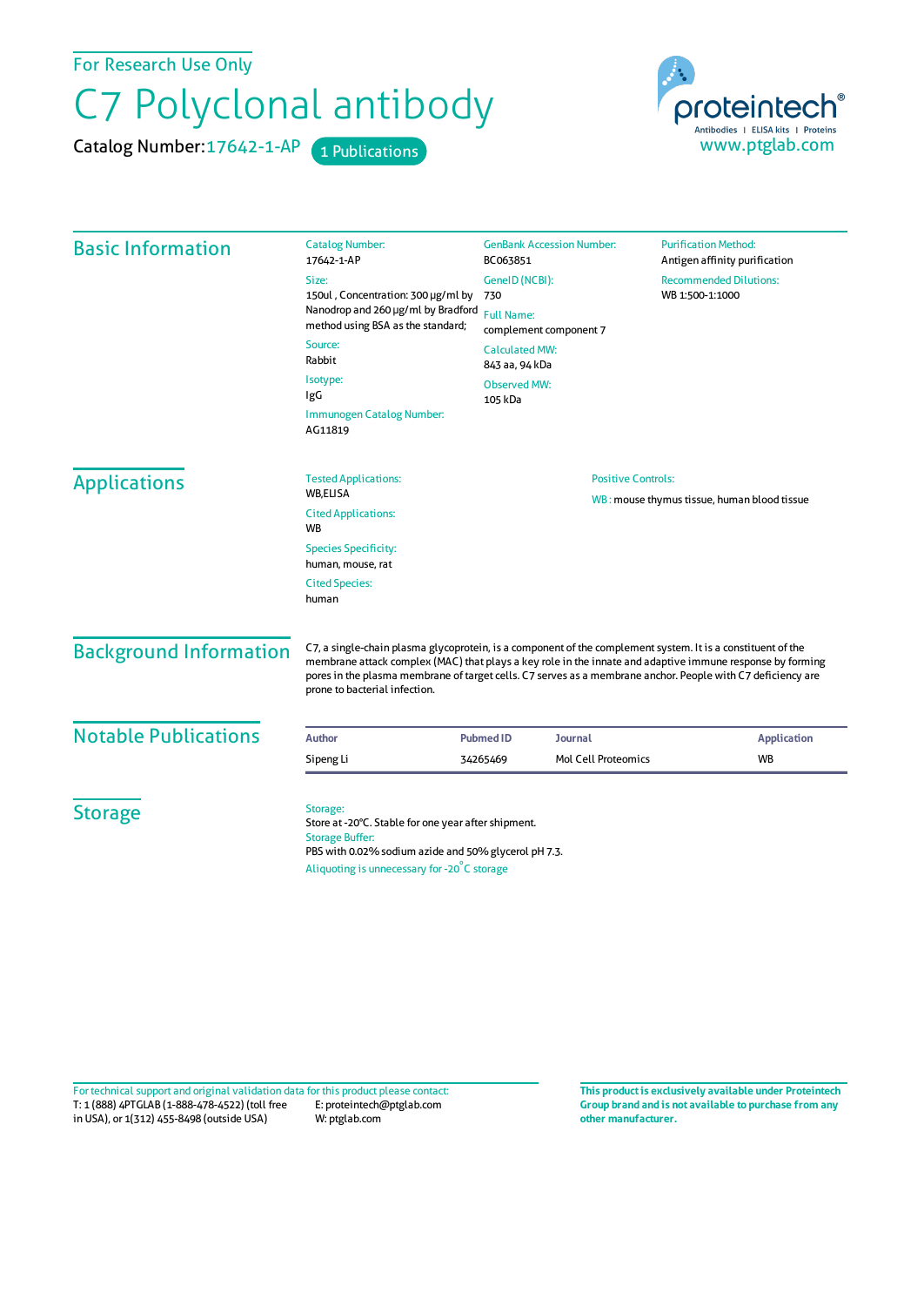For Research Use Only

# C7 Polyclonal antibody

Catalog Number: 17642-1-AP    1 Publications

proteintech®
Antibodies | ELISA kits | Proteins
www.ptglab.com

## Basic Information

Catalog Number:
17642-1-AP

Size:
150ul , Concentration: 300 μg/ml by Nanodrop and 260 μg/ml by Bradford method using BSA as the standard;

Source:
Rabbit

Isotype:
IgG

Immunogen Catalog Number:
AG11819

GenBank Accession Number:
BC063851

GeneID (NCBI):
730

Full Name:
complement component 7

Calculated MW:
843 aa, 94 kDa

Observed MW:
105 kDa

Purification Method:
Antigen affinity purification

Recommended Dilutions:
WB 1:500-1:1000

## Applications

Tested Applications:
WB,ELISA

Cited Applications:
WB

Species Specificity:
human, mouse, rat

Cited Species:
human

Positive Controls:

WB : mouse thymus tissue, human blood tissue

## Background Information

C7, a single-chain plasma glycoprotein, is a component of the complement system. It is a constituent of the membrane attack complex (MAC) that plays a key role in the innate and adaptive immune response by forming pores in the plasma membrane of target cells. C7 serves as a membrane anchor. People with C7 deficiency are prone to bacterial infection.

## Notable Publications

| Author | Pubmed ID | Journal | Application |
| --- | --- | --- | --- |
| Sipeng Li | 34265469 | Mol Cell Proteomics | WB |

## Storage

Storage:
Store at -20°C. Stable for one year after shipment.
Storage Buffer:
PBS with 0.02% sodium azide and 50% glycerol pH 7.3.
Aliquoting is unnecessary for -20°C storage

For technical support and original validation data for this product please contact:
T: 1 (888) 4PTGLAB (1-888-478-4522) (toll free in USA), or 1(312) 455-8498 (outside USA)
E: proteintech@ptglab.com
W: ptglab.com

**This product is exclusively available under Proteintech Group brand and is not available to purchase from any other manufacturer.**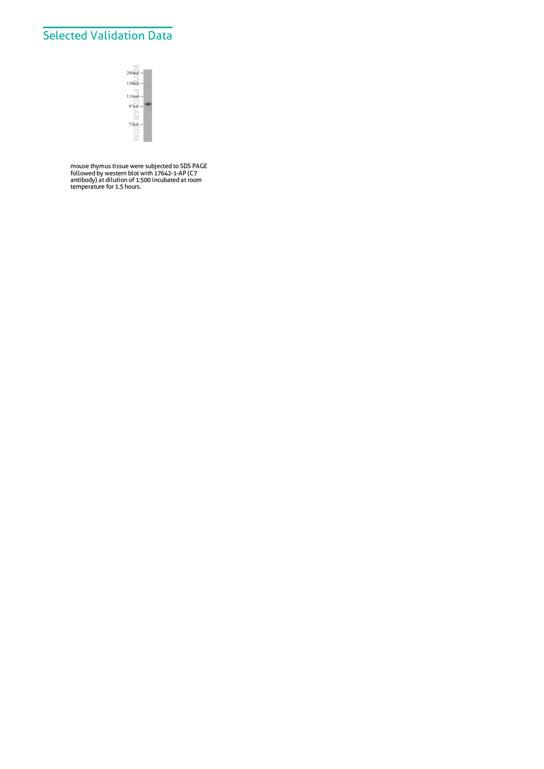## Selected Validation Data

200kd→
158kd→
116kd→
97kd→
72kd→

WWW.PTGLAB.COM

mouse thymus tissue were subjected to SDS PAGE followed by western blot with 17642-1-AP (C7 antibody) at dilution of 1:500 incubated at room temperature for 1.5 hours.